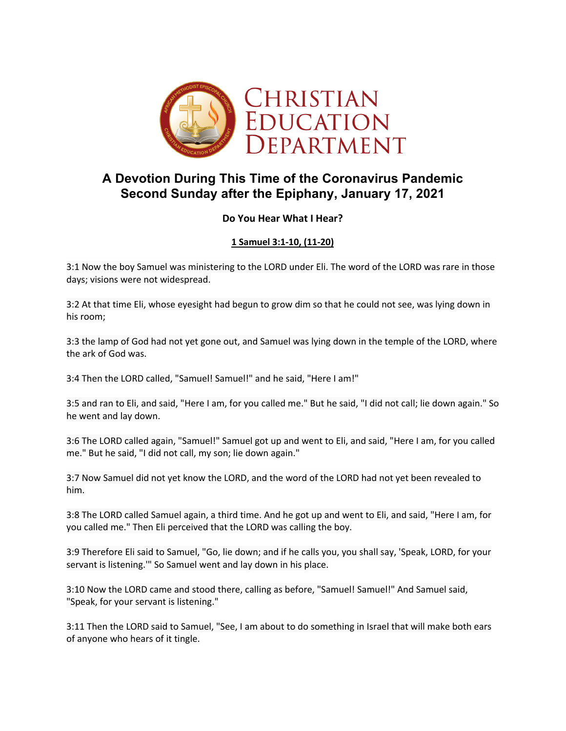# Christian Education Department

## A Devotion During This Time of the Coronavirus Pandemic
## Second Sunday after the Epiphany, January 17, 2021

**Do You Hear What I Hear?**

**1 Samuel 3:1-10, (11-20)**

3:1 Now the boy Samuel was ministering to the LORD under Eli. The word of the LORD was rare in those days; visions were not widespread.

3:2 At that time Eli, whose eyesight had begun to grow dim so that he could not see, was lying down in his room;

3:3 the lamp of God had not yet gone out, and Samuel was lying down in the temple of the LORD, where the ark of God was.

3:4 Then the LORD called, "Samuel! Samuel!" and he said, "Here I am!"

3:5 and ran to Eli, and said, "Here I am, for you called me." But he said, "I did not call; lie down again." So he went and lay down.

3:6 The LORD called again, "Samuel!" Samuel got up and went to Eli, and said, "Here I am, for you called me." But he said, "I did not call, my son; lie down again."

3:7 Now Samuel did not yet know the LORD, and the word of the LORD had not yet been revealed to him.

3:8 The LORD called Samuel again, a third time. And he got up and went to Eli, and said, "Here I am, for you called me." Then Eli perceived that the LORD was calling the boy.

3:9 Therefore Eli said to Samuel, "Go, lie down; and if he calls you, you shall say, 'Speak, LORD, for your servant is listening.'" So Samuel went and lay down in his place.

3:10 Now the LORD came and stood there, calling as before, "Samuel! Samuel!" And Samuel said, "Speak, for your servant is listening."

3:11 Then the LORD said to Samuel, "See, I am about to do something in Israel that will make both ears of anyone who hears of it tingle.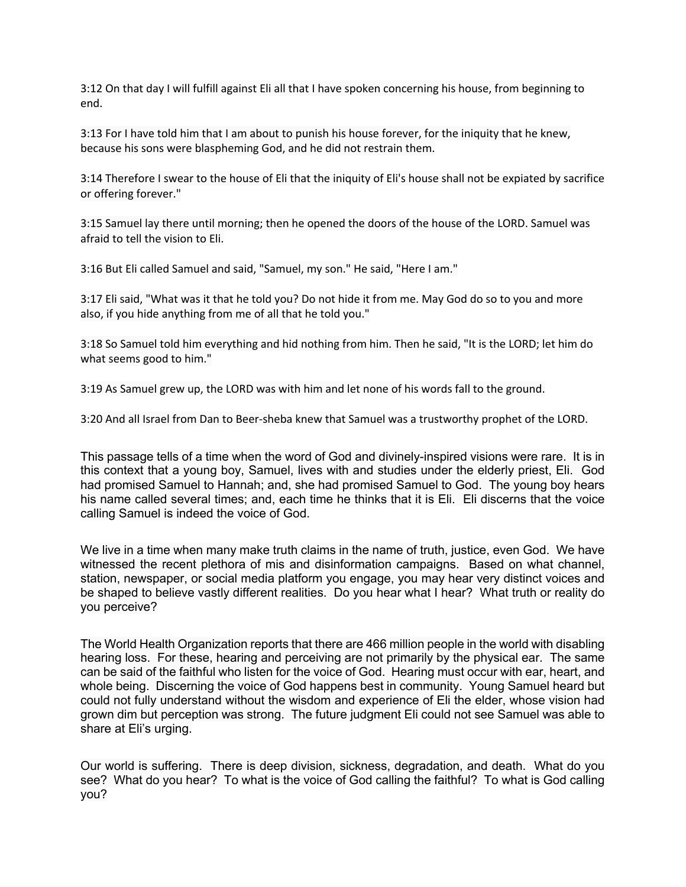3:12 On that day I will fulfill against Eli all that I have spoken concerning his house, from beginning to end.

3:13 For I have told him that I am about to punish his house forever, for the iniquity that he knew, because his sons were blaspheming God, and he did not restrain them.

3:14 Therefore I swear to the house of Eli that the iniquity of Eli's house shall not be expiated by sacrifice or offering forever."

3:15 Samuel lay there until morning; then he opened the doors of the house of the LORD. Samuel was afraid to tell the vision to Eli.

3:16 But Eli called Samuel and said, "Samuel, my son." He said, "Here I am."

3:17 Eli said, "What was it that he told you? Do not hide it from me. May God do so to you and more also, if you hide anything from me of all that he told you."

3:18 So Samuel told him everything and hid nothing from him. Then he said, "It is the LORD; let him do what seems good to him."

3:19 As Samuel grew up, the LORD was with him and let none of his words fall to the ground.

3:20 And all Israel from Dan to Beer-sheba knew that Samuel was a trustworthy prophet of the LORD.

This passage tells of a time when the word of God and divinely-inspired visions were rare. It is in this context that a young boy, Samuel, lives with and studies under the elderly priest, Eli. God had promised Samuel to Hannah; and, she had promised Samuel to God. The young boy hears his name called several times; and, each time he thinks that it is Eli. Eli discerns that the voice calling Samuel is indeed the voice of God.

We live in a time when many make truth claims in the name of truth, justice, even God. We have witnessed the recent plethora of mis and disinformation campaigns. Based on what channel, station, newspaper, or social media platform you engage, you may hear very distinct voices and be shaped to believe vastly different realities. Do you hear what I hear? What truth or reality do you perceive?

The World Health Organization reports that there are 466 million people in the world with disabling hearing loss. For these, hearing and perceiving are not primarily by the physical ear. The same can be said of the faithful who listen for the voice of God. Hearing must occur with ear, heart, and whole being. Discerning the voice of God happens best in community. Young Samuel heard but could not fully understand without the wisdom and experience of Eli the elder, whose vision had grown dim but perception was strong. The future judgment Eli could not see Samuel was able to share at Eli's urging.

Our world is suffering. There is deep division, sickness, degradation, and death. What do you see? What do you hear? To what is the voice of God calling the faithful? To what is God calling you?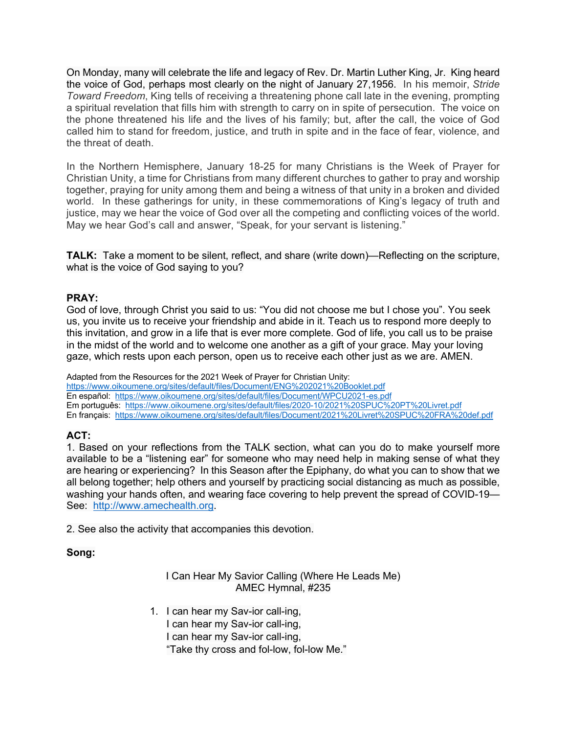On Monday, many will celebrate the life and legacy of Rev. Dr. Martin Luther King, Jr. King heard the voice of God, perhaps most clearly on the night of January 27,1956. In his memoir, *Stride Toward Freedom*, King tells of receiving a threatening phone call late in the evening, prompting a spiritual revelation that fills him with strength to carry on in spite of persecution. The voice on the phone threatened his life and the lives of his family; but, after the call, the voice of God called him to stand for freedom, justice, and truth in spite and in the face of fear, violence, and the threat of death.

In the Northern Hemisphere, January 18-25 for many Christians is the Week of Prayer for Christian Unity, a time for Christians from many different churches to gather to pray and worship together, praying for unity among them and being a witness of that unity in a broken and divided world. In these gatherings for unity, in these commemorations of King's legacy of truth and justice, may we hear the voice of God over all the competing and conflicting voices of the world. May we hear God's call and answer, "Speak, for your servant is listening."

**TALK:** Take a moment to be silent, reflect, and share (write down)—Reflecting on the scripture, what is the voice of God saying to you?

**PRAY:**
God of love, through Christ you said to us: "You did not choose me but I chose you". You seek us, you invite us to receive your friendship and abide in it. Teach us to respond more deeply to this invitation, and grow in a life that is ever more complete. God of life, you call us to be praise in the midst of the world and to welcome one another as a gift of your grace. May your loving gaze, which rests upon each person, open us to receive each other just as we are. AMEN.

Adapted from the Resources for the 2021 Week of Prayer for Christian Unity:
https://www.oikoumene.org/sites/default/files/Document/ENG%202021%20Booklet.pdf
En español: https://www.oikoumene.org/sites/default/files/Document/WPCU2021-es.pdf
Em português: https://www.oikoumene.org/sites/default/files/2020-10/2021%20SPUC%20PT%20Livret.pdf
En français: https://www.oikoumene.org/sites/default/files/Document/2021%20Livret%20SPUC%20FRA%20def.pdf

**ACT:**
1. Based on your reflections from the TALK section, what can you do to make yourself more available to be a "listening ear" for someone who may need help in making sense of what they are hearing or experiencing? In this Season after the Epiphany, do what you can to show that we all belong together; help others and yourself by practicing social distancing as much as possible, washing your hands often, and wearing face covering to help prevent the spread of COVID-19—See: http://www.amechealth.org.

2. See also the activity that accompanies this devotion.

**Song:**

I Can Hear My Savior Calling (Where He Leads Me)
AMEC Hymnal, #235

1. I can hear my Sav-ior call-ing,
   I can hear my Sav-ior call-ing,
   I can hear my Sav-ior call-ing,
   "Take thy cross and fol-low, fol-low Me."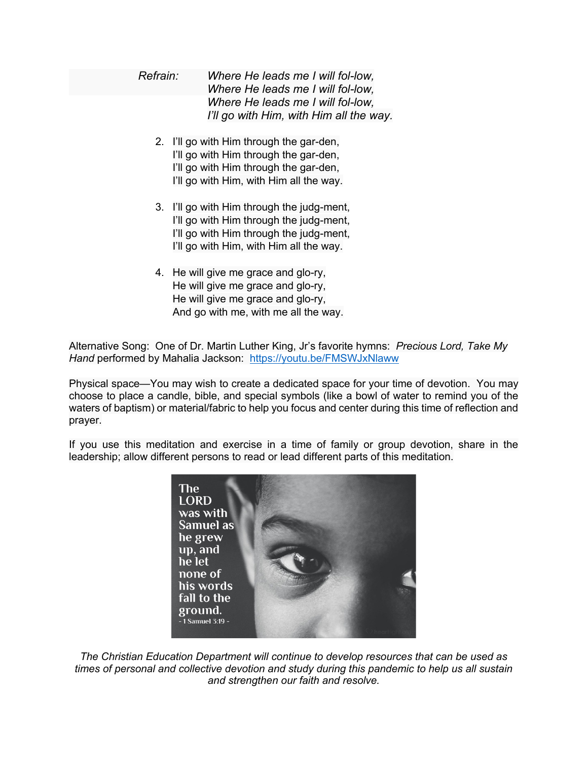*Refrain:* *Where He leads me I will fol-low,*
*Where He leads me I will fol-low,*
*Where He leads me I will fol-low,*
*I'll go with Him, with Him all the way.*

2. I'll go with Him through the gar-den,
   I'll go with Him through the gar-den,
   I'll go with Him through the gar-den,
   I'll go with Him, with Him all the way.

3. I'll go with Him through the judg-ment,
   I'll go with Him through the judg-ment,
   I'll go with Him through the judg-ment,
   I'll go with Him, with Him all the way.

4. He will give me grace and glo-ry,
   He will give me grace and glo-ry,
   He will give me grace and glo-ry,
   And go with me, with me all the way.

Alternative Song: One of Dr. Martin Luther King, Jr's favorite hymns: *Precious Lord, Take My Hand* performed by Mahalia Jackson: https://youtu.be/FMSWJxNlaww

Physical space—You may wish to create a dedicated space for your time of devotion. You may choose to place a candle, bible, and special symbols (like a bowl of water to remind you of the waters of baptism) or material/fabric to help you focus and center during this time of reflection and prayer.

If you use this meditation and exercise in a time of family or group devotion, share in the leadership; allow different persons to read or lead different parts of this meditation.

The LORD was with Samuel as he grew up, and he let none of his words fall to the ground.
- 1 Samuel 3:19 -

*The Christian Education Department will continue to develop resources that can be used as times of personal and collective devotion and study during this pandemic to help us all sustain and strengthen our faith and resolve.*